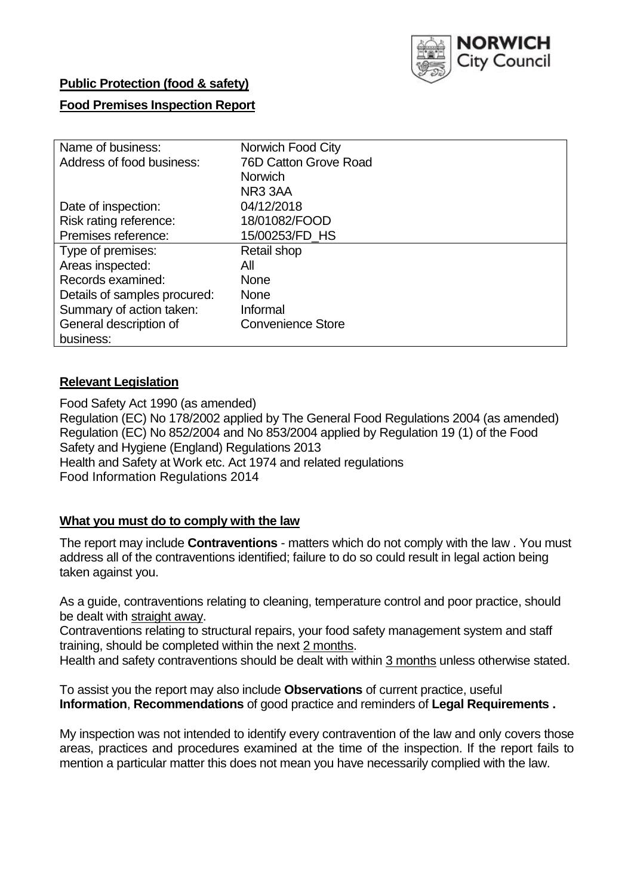**Public Protection (food & safety)**

**Food Premises Inspection Report**

| | |
|---|---|
| Name of business: | Norwich Food City |
| Address of food business: | 76D Catton Grove Road<br>Norwich<br>NR3 3AA |
| Date of inspection: | 04/12/2018 |
| Risk rating reference: | 18/01082/FOOD |
| Premises reference: | 15/00253/FD_HS |
| Type of premises: | Retail shop |
| Areas inspected: | All |
| Records examined: | None |
| Details of samples procured: | None |
| Summary of action taken: | Informal |
| General description of business: | Convenience Store |

## Relevant Legislation

Food Safety Act 1990 (as amended)
Regulation (EC) No 178/2002 applied by The General Food Regulations 2004 (as amended)
Regulation (EC) No 852/2004 and No 853/2004 applied by Regulation 19 (1) of the Food Safety and Hygiene (England) Regulations 2013
Health and Safety at Work etc. Act 1974 and related regulations
Food Information Regulations 2014

## What you must do to comply with the law

The report may include **Contraventions** - matters which do not comply with the law . You must address all of the contraventions identified; failure to do so could result in legal action being taken against you.

As a guide, contraventions relating to cleaning, temperature control and poor practice, should be dealt with straight away.

Contraventions relating to structural repairs, your food safety management system and staff training, should be completed within the next 2 months.

Health and safety contraventions should be dealt with within 3 months unless otherwise stated.

To assist you the report may also include **Observations** of current practice, useful **Information**, **Recommendations** of good practice and reminders of **Legal Requirements .**

My inspection was not intended to identify every contravention of the law and only covers those areas, practices and procedures examined at the time of the inspection. If the report fails to mention a particular matter this does not mean you have necessarily complied with the law.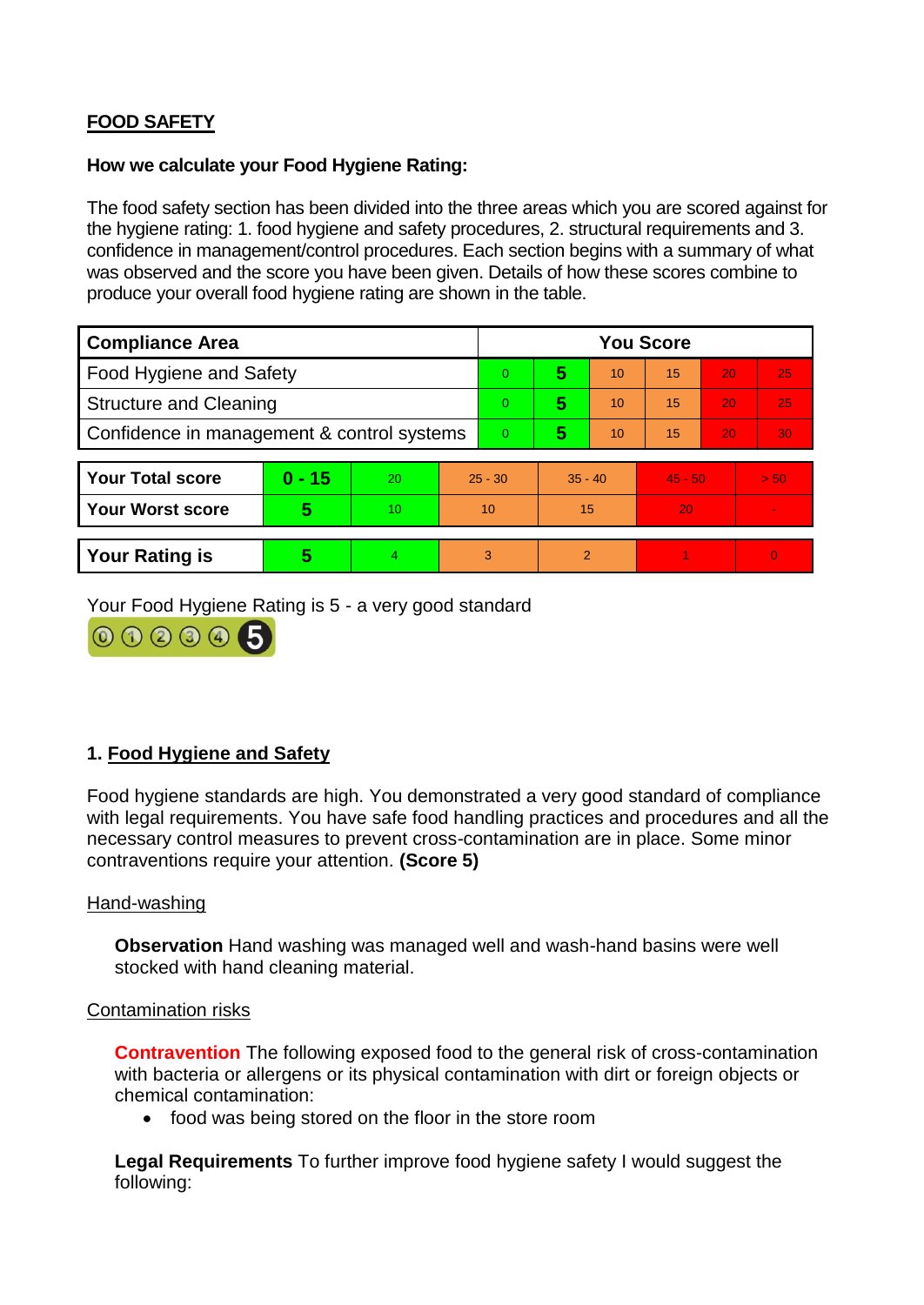**FOOD SAFETY**

**How we calculate your Food Hygiene Rating:**

The food safety section has been divided into the three areas which you are scored against for the hygiene rating: 1. food hygiene and safety procedures, 2. structural requirements and 3. confidence in management/control procedures. Each section begins with a summary of what was observed and the score you have been given. Details of how these scores combine to produce your overall food hygiene rating are shown in the table.

| Compliance Area | You Score | | | | | |
|---|---|---|---|---|---|---|
| Food Hygiene and Safety | 0 | **5** | 10 | 15 | 20 | 25 |
| Structure and Cleaning | 0 | **5** | 10 | 15 | 20 | 25 |
| Confidence in management & control systems | 0 | **5** | 10 | 15 | 20 | 30 |

| | | | | | | |
|---|---|---|---|---|---|---|
| **Your Total score** | **0 - 15** | 20 | 25 - 30 | 35 - 40 | 45 - 50 | > 50 |
| **Your Worst score** | **5** | 10 | 10 | 15 | 20 | - |

| | | | | | | |
|---|---|---|---|---|---|---|
| **Your Rating is** | **5** | 4 | 3 | 2 | 1 | 0 |

Your Food Hygiene Rating is 5 - a very good standard

## 1. Food Hygiene and Safety

Food hygiene standards are high. You demonstrated a very good standard of compliance with legal requirements. You have safe food handling practices and procedures and all the necessary control measures to prevent cross-contamination are in place. Some minor contraventions require your attention. **(Score 5)**

Hand-washing

**Observation** Hand washing was managed well and wash-hand basins were well stocked with hand cleaning material.

Contamination risks

**Contravention** The following exposed food to the general risk of cross-contamination with bacteria or allergens or its physical contamination with dirt or foreign objects or chemical contamination:

- food was being stored on the floor in the store room

**Legal Requirements** To further improve food hygiene safety I would suggest the following: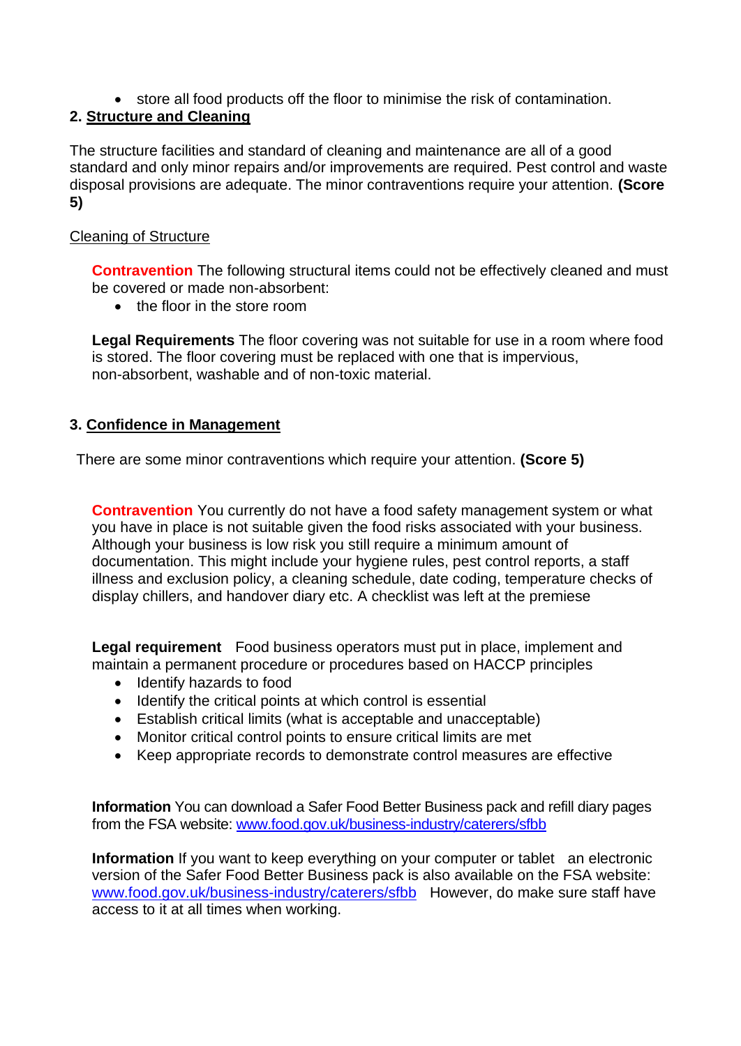- store all food products off the floor to minimise the risk of contamination.

## 2. Structure and Cleaning

The structure facilities and standard of cleaning and maintenance are all of a good standard and only minor repairs and/or improvements are required. Pest control and waste disposal provisions are adequate. The minor contraventions require your attention. **(Score 5)**

Cleaning of Structure

**Contravention** The following structural items could not be effectively cleaned and must be covered or made non-absorbent:

- the floor in the store room

**Legal Requirements** The floor covering was not suitable for use in a room where food is stored. The floor covering must be replaced with one that is impervious, non-absorbent, washable and of non-toxic material.

## 3. Confidence in Management

There are some minor contraventions which require your attention. **(Score 5)**

**Contravention** You currently do not have a food safety management system or what you have in place is not suitable given the food risks associated with your business. Although your business is low risk you still require a minimum amount of documentation. This might include your hygiene rules, pest control reports, a staff illness and exclusion policy, a cleaning schedule, date coding, temperature checks of display chillers, and handover diary etc. A checklist was left at the premiese

**Legal requirement** Food business operators must put in place, implement and maintain a permanent procedure or procedures based on HACCP principles

- Identify hazards to food
- Identify the critical points at which control is essential
- Establish critical limits (what is acceptable and unacceptable)
- Monitor critical control points to ensure critical limits are met
- Keep appropriate records to demonstrate control measures are effective

**Information** You can download a Safer Food Better Business pack and refill diary pages from the FSA website: www.food.gov.uk/business-industry/caterers/sfbb

**Information** If you want to keep everything on your computer or tablet an electronic version of the Safer Food Better Business pack is also available on the FSA website: www.food.gov.uk/business-industry/caterers/sfbb However, do make sure staff have access to it at all times when working.